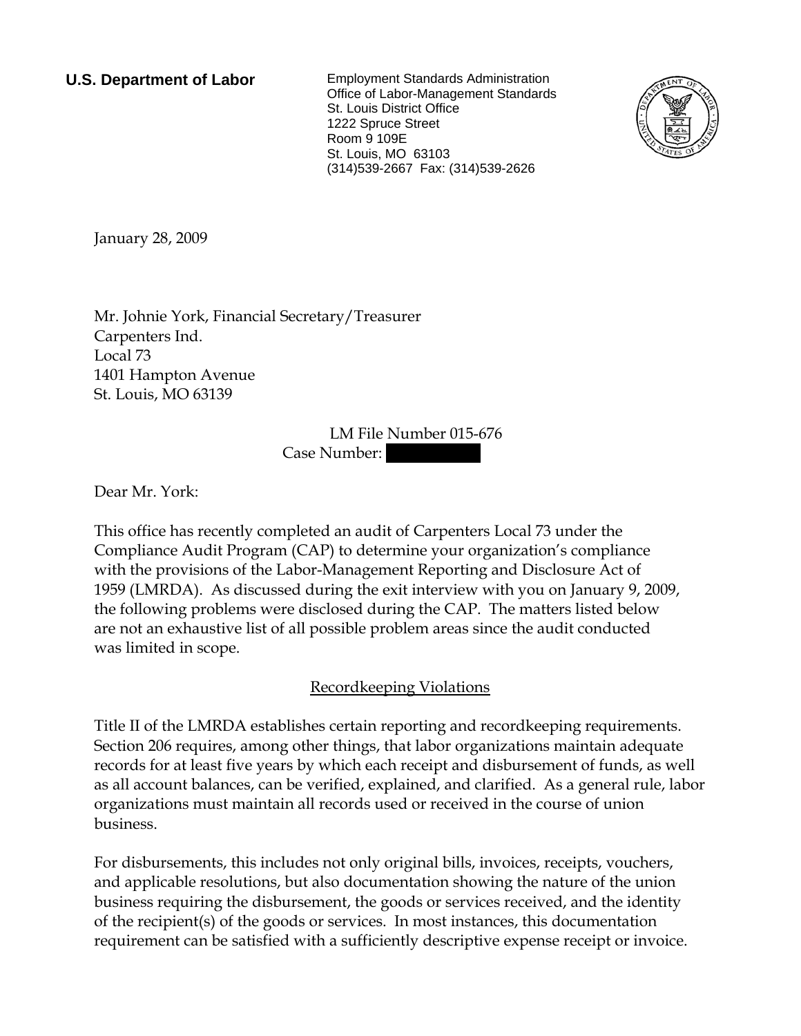**U.S. Department of Labor**

Employment Standards Administration
Office of Labor-Management Standards
St. Louis District Office
1222 Spruce Street
Room 9 109E
St. Louis, MO 63103
(314)539-2667 Fax: (314)539-2626

January 28, 2009

Mr. Johnie York, Financial Secretary/Treasurer
Carpenters Ind.
Local 73
1401 Hampton Avenue
St. Louis, MO 63139

LM File Number 015-676
Case Number: 

Dear Mr. York:

This office has recently completed an audit of Carpenters Local 73 under the Compliance Audit Program (CAP) to determine your organization's compliance with the provisions of the Labor-Management Reporting and Disclosure Act of 1959 (LMRDA). As discussed during the exit interview with you on January 9, 2009, the following problems were disclosed during the CAP. The matters listed below are not an exhaustive list of all possible problem areas since the audit conducted was limited in scope.

## Recordkeeping Violations

Title II of the LMRDA establishes certain reporting and recordkeeping requirements. Section 206 requires, among other things, that labor organizations maintain adequate records for at least five years by which each receipt and disbursement of funds, as well as all account balances, can be verified, explained, and clarified. As a general rule, labor organizations must maintain all records used or received in the course of union business.

For disbursements, this includes not only original bills, invoices, receipts, vouchers, and applicable resolutions, but also documentation showing the nature of the union business requiring the disbursement, the goods or services received, and the identity of the recipient(s) of the goods or services. In most instances, this documentation requirement can be satisfied with a sufficiently descriptive expense receipt or invoice.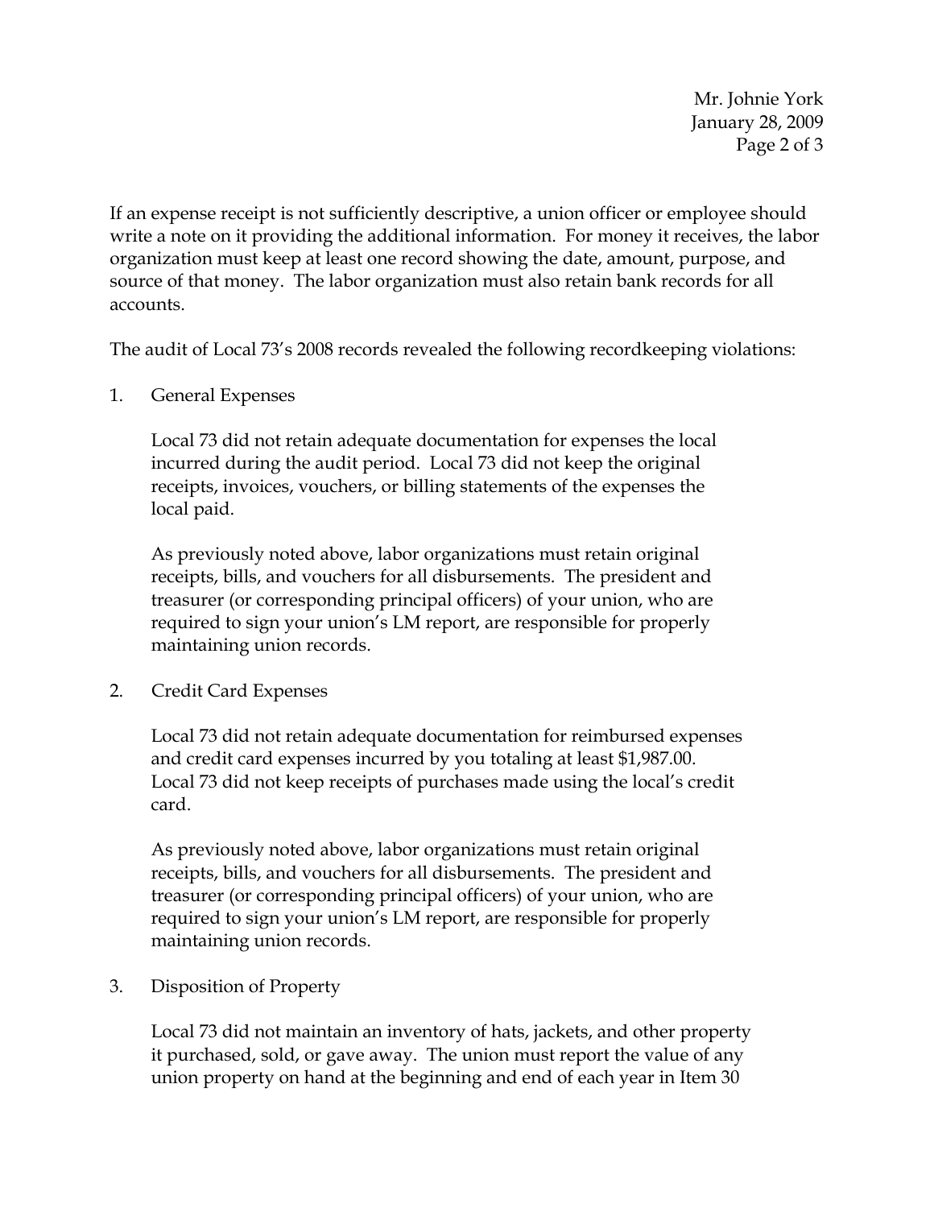If an expense receipt is not sufficiently descriptive, a union officer or employee should write a note on it providing the additional information. For money it receives, the labor organization must keep at least one record showing the date, amount, purpose, and source of that money. The labor organization must also retain bank records for all accounts.

The audit of Local 73's 2008 records revealed the following recordkeeping violations:

1. General Expenses

   Local 73 did not retain adequate documentation for expenses the local incurred during the audit period. Local 73 did not keep the original receipts, invoices, vouchers, or billing statements of the expenses the local paid.

   As previously noted above, labor organizations must retain original receipts, bills, and vouchers for all disbursements. The president and treasurer (or corresponding principal officers) of your union, who are required to sign your union's LM report, are responsible for properly maintaining union records.

2. Credit Card Expenses

   Local 73 did not retain adequate documentation for reimbursed expenses and credit card expenses incurred by you totaling at least $1,987.00. Local 73 did not keep receipts of purchases made using the local's credit card.

   As previously noted above, labor organizations must retain original receipts, bills, and vouchers for all disbursements. The president and treasurer (or corresponding principal officers) of your union, who are required to sign your union's LM report, are responsible for properly maintaining union records.

3. Disposition of Property

   Local 73 did not maintain an inventory of hats, jackets, and other property it purchased, sold, or gave away. The union must report the value of any union property on hand at the beginning and end of each year in Item 30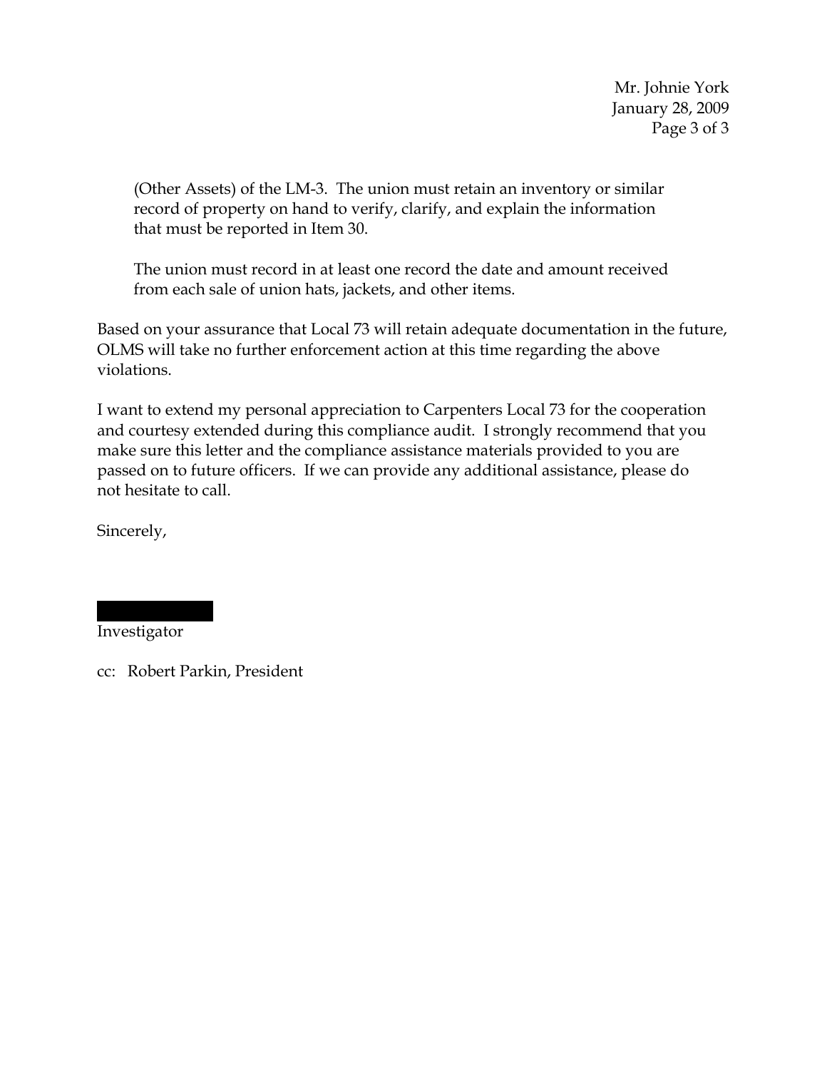(Other Assets) of the LM-3. The union must retain an inventory or similar record of property on hand to verify, clarify, and explain the information that must be reported in Item 30.

The union must record in at least one record the date and amount received from each sale of union hats, jackets, and other items.

Based on your assurance that Local 73 will retain adequate documentation in the future, OLMS will take no further enforcement action at this time regarding the above violations.

I want to extend my personal appreciation to Carpenters Local 73 for the cooperation and courtesy extended during this compliance audit. I strongly recommend that you make sure this letter and the compliance assistance materials provided to you are passed on to future officers. If we can provide any additional assistance, please do not hesitate to call.

Sincerely,

Investigator

cc: Robert Parkin, President